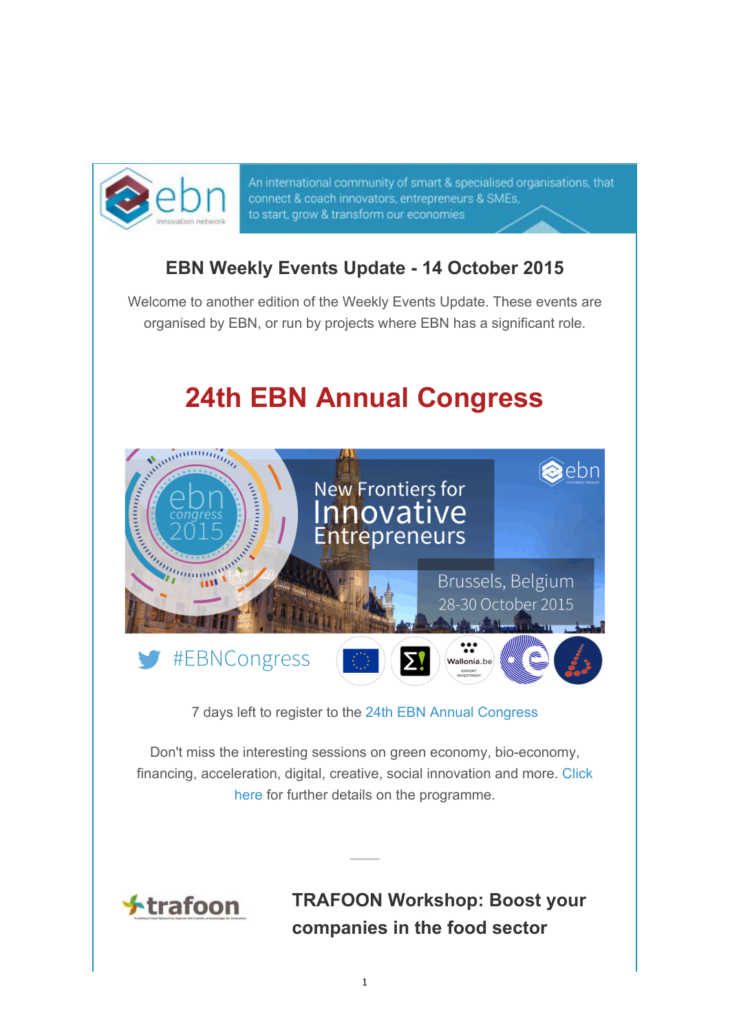An international community of smart & specialised organisations, that connect & coach innovators, entrepreneurs & SMEs, to start, grow & transform our economies

## EBN Weekly Events Update - 14 October 2015

Welcome to another edition of the Weekly Events Update. These events are organised by EBN, or run by projects where EBN has a significant role.

# 24th EBN Annual Congress

New Frontiers for Innovative Entrepreneurs

Brussels, Belgium 28-30 October 2015

#EBNCongress

7 days left to register to the 24th EBN Annual Congress

Don't miss the interesting sessions on green economy, bio-economy, financing, acceleration, digital, creative, social innovation and more. Click here for further details on the programme.

## TRAFOON Workshop: Boost your companies in the food sector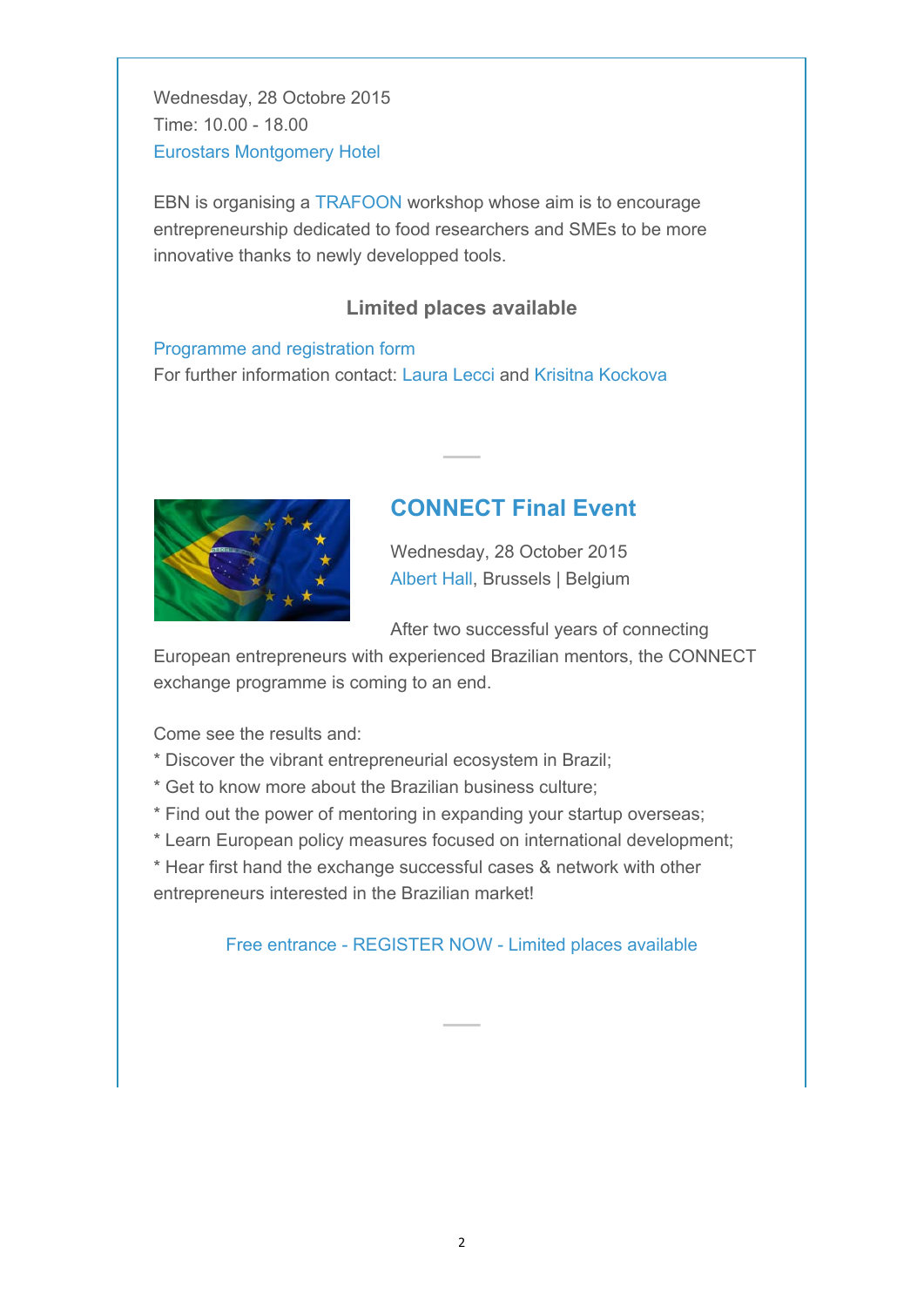Wednesday, 28 Octobre 2015
Time: 10.00 - 18.00
Eurostars Montgomery Hotel

EBN is organising a TRAFOON workshop whose aim is to encourage entrepreneurship dedicated to food researchers and SMEs to be more innovative thanks to newly developped tools.

**Limited places available**

Programme and registration form
For further information contact: Laura Lecci and Krisitna Kockova

---

## CONNECT Final Event

Wednesday, 28 October 2015
Albert Hall, Brussels | Belgium

After two successful years of connecting European entrepreneurs with experienced Brazilian mentors, the CONNECT exchange programme is coming to an end.

Come see the results and:
* Discover the vibrant entrepreneurial ecosystem in Brazil;
* Get to know more about the Brazilian business culture;
* Find out the power of mentoring in expanding your startup overseas;
* Learn European policy measures focused on international development;
* Hear first hand the exchange successful cases & network with other entrepreneurs interested in the Brazilian market!

Free entrance - REGISTER NOW - Limited places available

---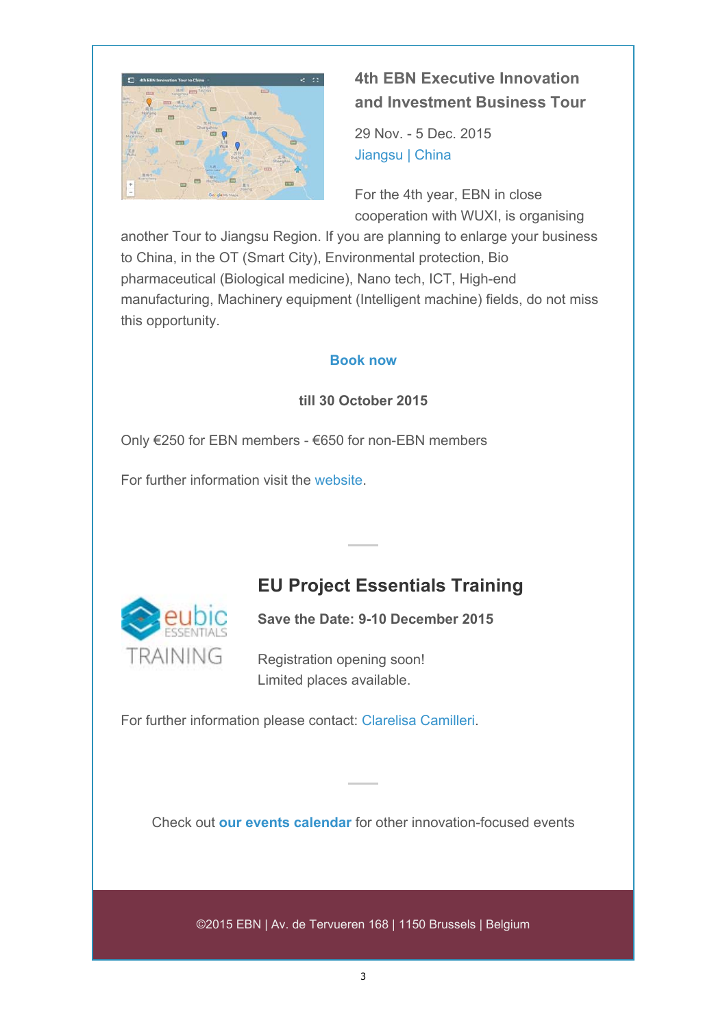### 4th EBN Executive Innovation and Investment Business Tour

29 Nov. - 5 Dec. 2015
Jiangsu | China

For the 4th year, EBN in close cooperation with WUXI, is organising another Tour to Jiangsu Region. If you are planning to enlarge your business to China, in the OT (Smart City), Environmental protection, Bio pharmaceutical (Biological medicine), Nano tech, ICT, High-end manufacturing, Machinery equipment (Intelligent machine) fields, do not miss this opportunity.

**Book now**

**till 30 October 2015**

Only €250 for EBN members - €650 for non-EBN members

For further information visit the website.

---

### EU Project Essentials Training

**Save the Date: 9-10 December 2015**

Registration opening soon!
Limited places available.

For further information please contact: Clarelisa Camilleri.

---

Check out **our events calendar** for other innovation-focused events

©2015 EBN | Av. de Tervueren 168 | 1150 Brussels | Belgium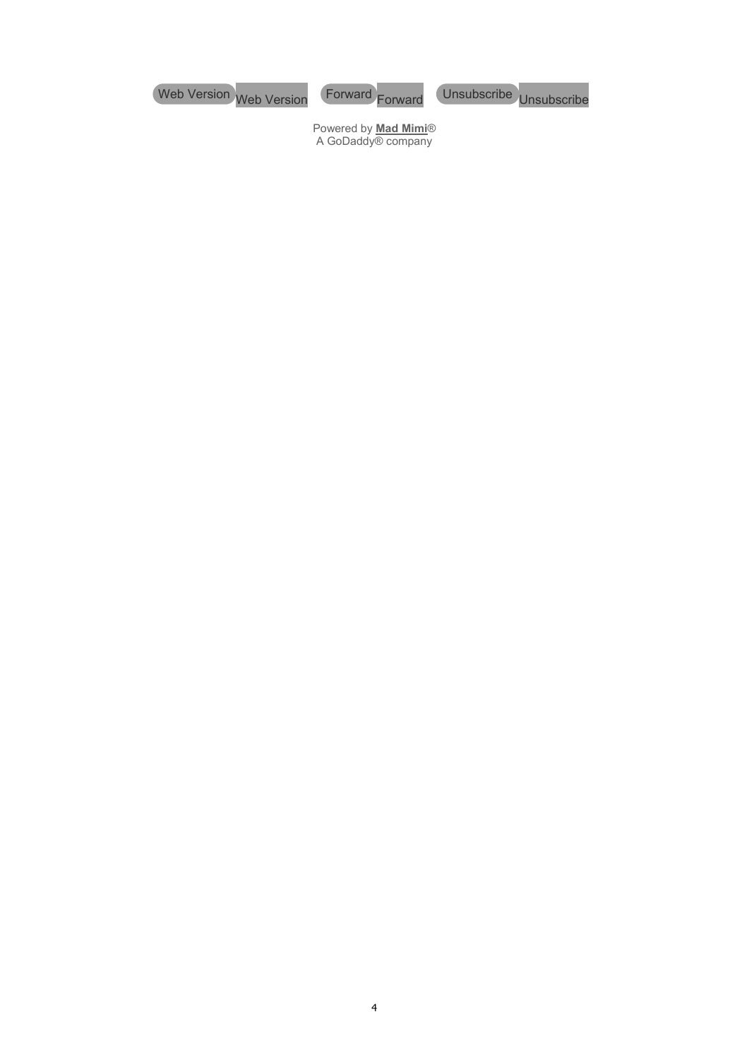Web Version Web Version Forward Forward Unsubscribe Unsubscribe

Powered by **Mad Mimi**®
A GoDaddy® company